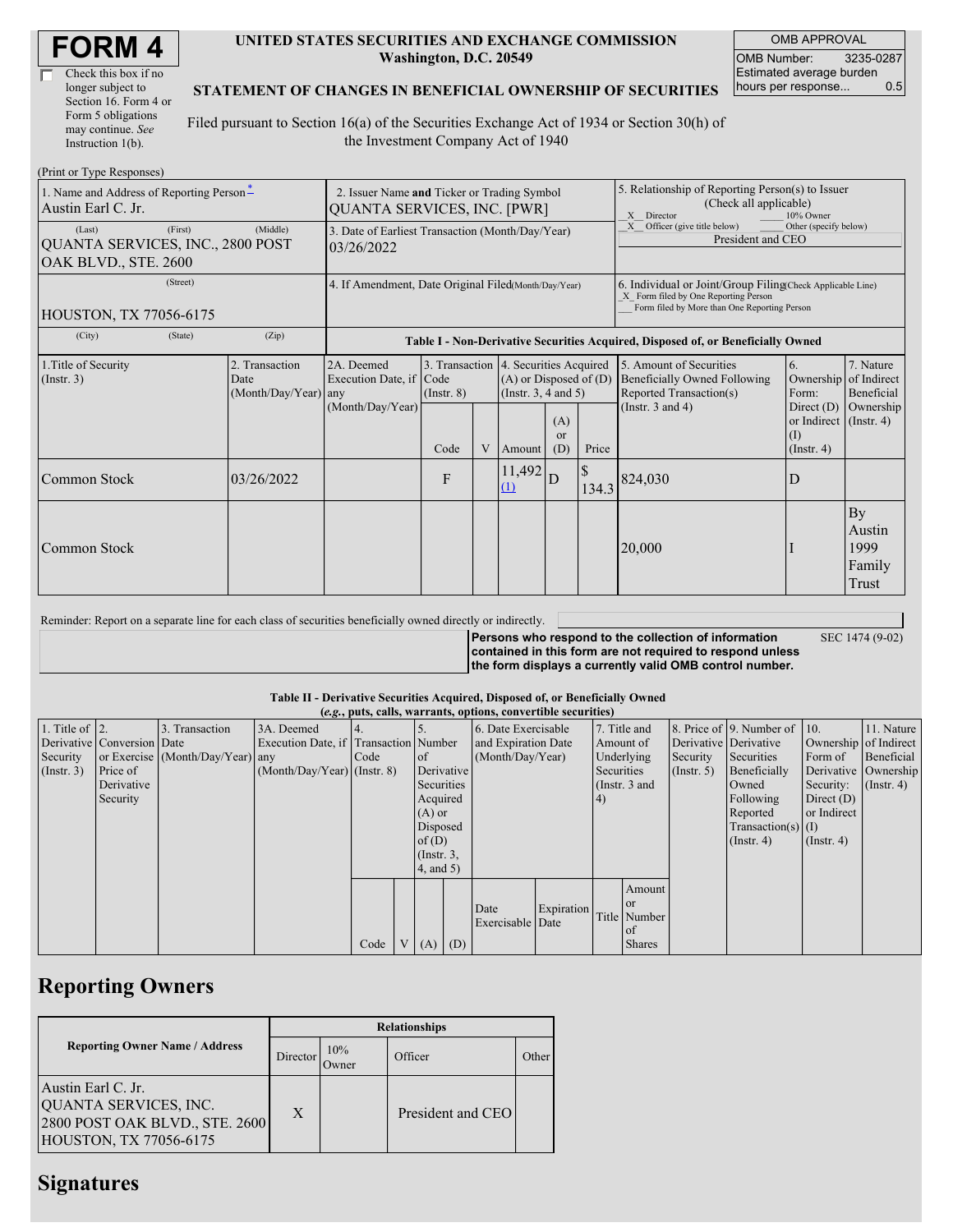# FORM 4

☐ Check this box if no longer subject to Section 16. Form 4 or Form 5 obligations may continue. *See* Instruction 1(b).

**UNITED STATES SECURITIES AND EXCHANGE COMMISSION**
**Washington, D.C. 20549**

**STATEMENT OF CHANGES IN BENEFICIAL OWNERSHIP OF SECURITIES**

Filed pursuant to Section 16(a) of the Securities Exchange Act of 1934 or Section 30(h) of the Investment Company Act of 1940

| OMB APPROVAL | |
|---|---|
| OMB Number: | 3235-0287 |
| Estimated average burden hours per response... | 0.5 |

(Print or Type Responses)

| 1. Name and Address of Reporting Person * | 2. Issuer Name and Ticker or Trading Symbol | 5. Relationship of Reporting Person(s) to Issuer (Check all applicable) |
|---|---|---|
| Austin Earl C. Jr. | QUANTA SERVICES, INC. [PWR] | _X_ Director ___ 10% Owner<br>_X_ Officer (give title below) ___ Other (specify below)<br>President and CEO |
| (Last) (First) (Middle)<br>QUANTA SERVICES, INC., 2800 POST OAK BLVD., STE. 2600 | 3. Date of Earliest Transaction (Month/Day/Year)<br>03/26/2022 | |
| (Street)<br>HOUSTON, TX 77056-6175 | 4. If Amendment, Date Original Filed (Month/Day/Year) | 6. Individual or Joint/Group Filing (Check Applicable Line)<br>_X_ Form filed by One Reporting Person<br>___ Form filed by More than One Reporting Person |
| (City) (State) (Zip) | | |

**Table I - Non-Derivative Securities Acquired, Disposed of, or Beneficially Owned**

| 1.Title of Security (Instr. 3) | 2. Transaction Date (Month/Day/Year) | 2A. Deemed Execution Date, if any (Month/Day/Year) | 3. Transaction Code (Instr. 8) | | 4. Securities Acquired (A) or Disposed of (D) (Instr. 3, 4 and 5) | | | 5. Amount of Securities Beneficially Owned Following Reported Transaction(s) (Instr. 3 and 4) | 6. Ownership Form: Direct (D) or Indirect (I) (Instr. 4) | 7. Nature of Indirect Beneficial Ownership (Instr. 4) |
|---|---|---|---|---|---|---|---|---|---|---|
| | | | Code | V | Amount | (A) or (D) | Price | | | |
| Common Stock | 03/26/2022 | | F | | 11,492 (1) | D | $ 134.3 | 824,030 | D | |
| Common Stock | | | | | | | | 20,000 | I | By Austin 1999 Family Trust |

Reminder: Report on a separate line for each class of securities beneficially owned directly or indirectly.

**Persons who respond to the collection of information contained in this form are not required to respond unless the form displays a currently valid OMB control number.** SEC 1474 (9-02)

**Table II - Derivative Securities Acquired, Disposed of, or Beneficially Owned**
***(e.g., puts, calls, warrants, options, convertible securities)***

| 1. Title of Derivative Security (Instr. 3) | 2. Conversion or Exercise Price of Derivative Security | 3. Transaction Date (Month/Day/Year) | 3A. Deemed Execution Date, if any (Month/Day/Year) | 4. Transaction Code (Instr. 8) | | 5. Number of Derivative Securities Acquired (A) or Disposed of (D) (Instr. 3, 4, and 5) | | 6. Date Exercisable and Expiration Date (Month/Day/Year) | | 7. Title and Amount of Underlying Securities (Instr. 3 and 4) | | 8. Price of Derivative Security (Instr. 5) | 9. Number of Derivative Securities Beneficially Owned Following Reported Transaction(s) (Instr. 4) | 10. Ownership Form of Derivative Security: Direct (D) or Indirect (I) (Instr. 4) | 11. Nature of Indirect Beneficial Ownership (Instr. 4) |
|---|---|---|---|---|---|---|---|---|---|---|---|---|---|---|---|
| | | | | Code | V | (A) | (D) | Date Exercisable | Expiration Date | Title | Amount or Number of Shares | | | | |

## Reporting Owners

| Reporting Owner Name / Address | Relationships | | | |
|---|---|---|---|---|
| | Director | 10% Owner | Officer | Other |
| Austin Earl C. Jr.<br>QUANTA SERVICES, INC.<br>2800 POST OAK BLVD., STE. 2600<br>HOUSTON, TX 77056-6175 | X | | President and CEO | |

## Signatures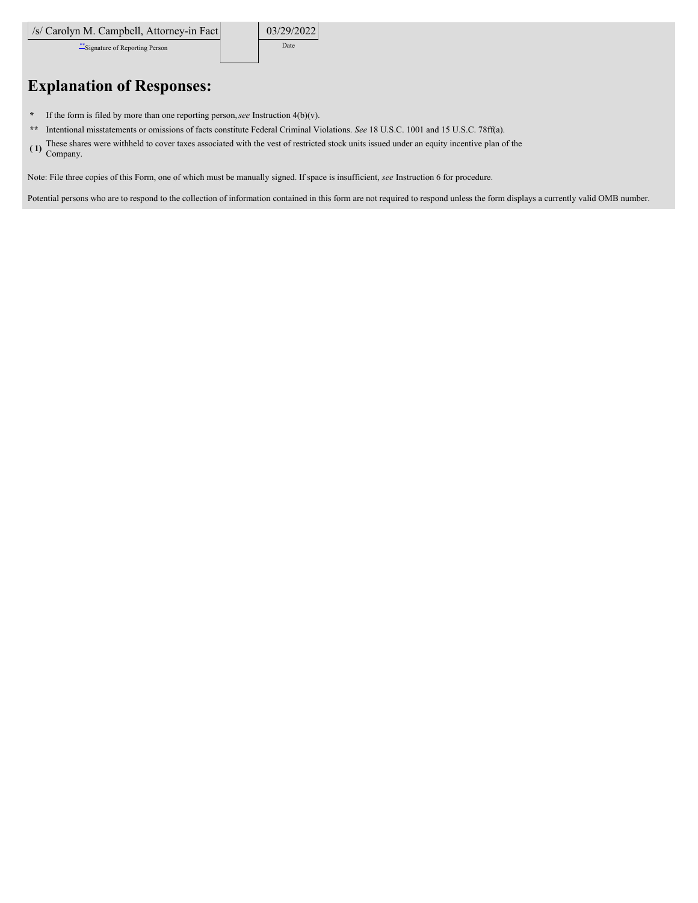| /s/ Carolyn M. Campbell, Attorney-in Fact | | 03/29/2022 |
| --- | --- | --- |
| ** Signature of Reporting Person | | Date |

## Explanation of Responses:

\* If the form is filed by more than one reporting person, *see* Instruction 4(b)(v).

** Intentional misstatements or omissions of facts constitute Federal Criminal Violations. *See* 18 U.S.C. 1001 and 15 U.S.C. 78ff(a).

( 1) These shares were withheld to cover taxes associated with the vest of restricted stock units issued under an equity incentive plan of the Company.

Note: File three copies of this Form, one of which must be manually signed. If space is insufficient, *see* Instruction 6 for procedure.

Potential persons who are to respond to the collection of information contained in this form are not required to respond unless the form displays a currently valid OMB number.